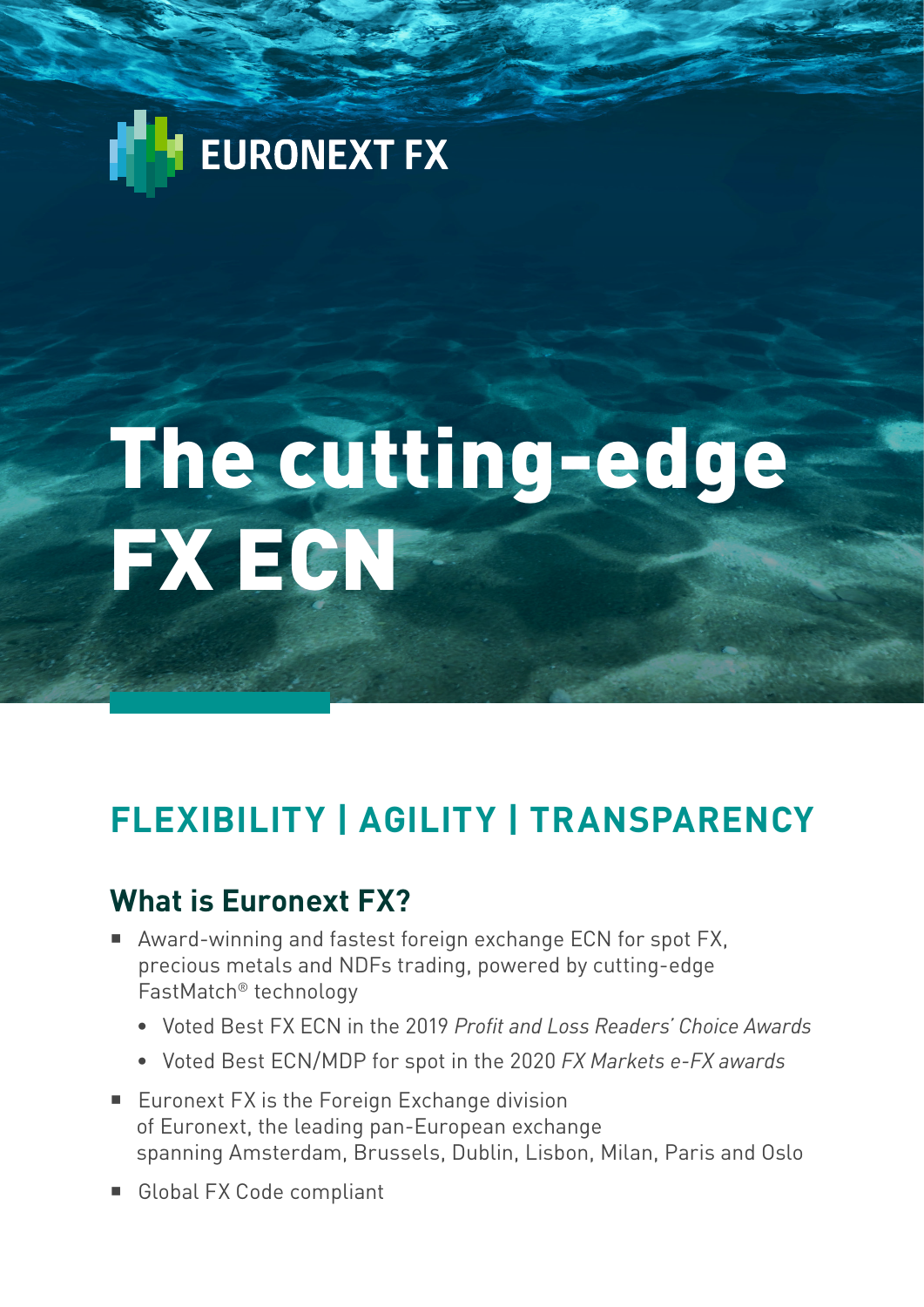EURONEXT FX

# The cutting-edge FX ECN

## FLEXIBILITY | AGILITY | TRANSPARENCY

### What is Euronext FX?

- Award-winning and fastest foreign exchange ECN for spot FX, precious metals and NDFs trading, powered by cutting-edge FastMatch® technology
  - Voted Best FX ECN in the 2019 *Profit and Loss Readers' Choice Awards*
  - Voted Best ECN/MDP for spot in the 2020 *FX Markets e-FX awards*
- Euronext FX is the Foreign Exchange division of Euronext, the leading pan-European exchange spanning Amsterdam, Brussels, Dublin, Lisbon, Milan, Paris and Oslo
- Global FX Code compliant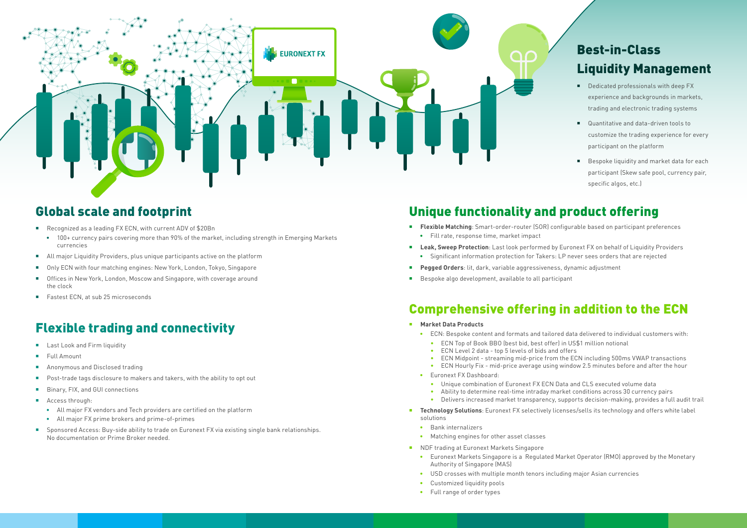## Best-in-Class Liquidity Management

- Dedicated professionals with deep FX experience and backgrounds in markets, trading and electronic trading systems
- Quantitative and data-driven tools to customize the trading experience for every participant on the platform
- Bespoke liquidity and market data for each participant (Skew safe pool, currency pair, specific algos, etc.)

## Global scale and footprint

- Recognized as a leading FX ECN, with current ADV of $20Bn
  - 100+ currency pairs covering more than 90% of the market, including strength in Emerging Markets currencies
- All major Liquidity Providers, plus unique participants active on the platform
- Only ECN with four matching engines: New York, London, Tokyo, Singapore
- Offices in New York, London, Moscow and Singapore, with coverage around the clock
- Fastest ECN, at sub 25 microseconds

## Flexible trading and connectivity

- Last Look and Firm liquidity
- Full Amount
- Anonymous and Disclosed trading
- Post-trade tags disclosure to makers and takers, with the ability to opt out
- Binary, FIX, and GUI connections
- Access through:
  - All major FX vendors and Tech providers are certified on the platform
  - All major FX prime brokers and prime-of-primes
- Sponsored Access: Buy-side ability to trade on Euronext FX via existing single bank relationships. No documentation or Prime Broker needed.

## Unique functionality and product offering

- **Flexible Matching**: Smart-order-router (SOR) configurable based on participant preferences
  - Fill rate, response time, market impact
- **Leak, Sweep Protection**: Last look performed by Euronext FX on behalf of Liquidity Providers
  - Significant information protection for Takers: LP never sees orders that are rejected
- **Pegged Orders**: lit, dark, variable aggressiveness, dynamic adjustment
- Bespoke algo development, available to all participant

## Comprehensive offering in addition to the ECN

- **Market Data Products**
  - ECN: Bespoke content and formats and tailored data delivered to individual customers with:
    - ECN Top of Book BBO (best bid, best offer) in US$1 million notional
    - ECN Level 2 data - top 5 levels of bids and offers
    - ECN Midpoint - streaming mid-price from the ECN including 500ms VWAP transactions
    - ECN Hourly Fix - mid-price average using window 2.5 minutes before and after the hour
  - Euronext FX Dashboard:
    - Unique combination of Euronext FX ECN Data and CLS executed volume data
    - Ability to determine real-time intraday market conditions across 30 currency pairs
    - Delivers increased market transparency, supports decision-making, provides a full audit trail
- **Technology Solutions**: Euronext FX selectively licenses/sells its technology and offers white label solutions
  - Bank internalizers
  - Matching engines for other asset classes
- NDF trading at Euronext Markets Singapore
  - Euronext Markets Singapore is a Regulated Market Operator (RMO) approved by the Monetary Authority of Singapore (MAS)
  - USD crosses with multiple month tenors including major Asian currencies
  - Customized liquidity pools
  - Full range of order types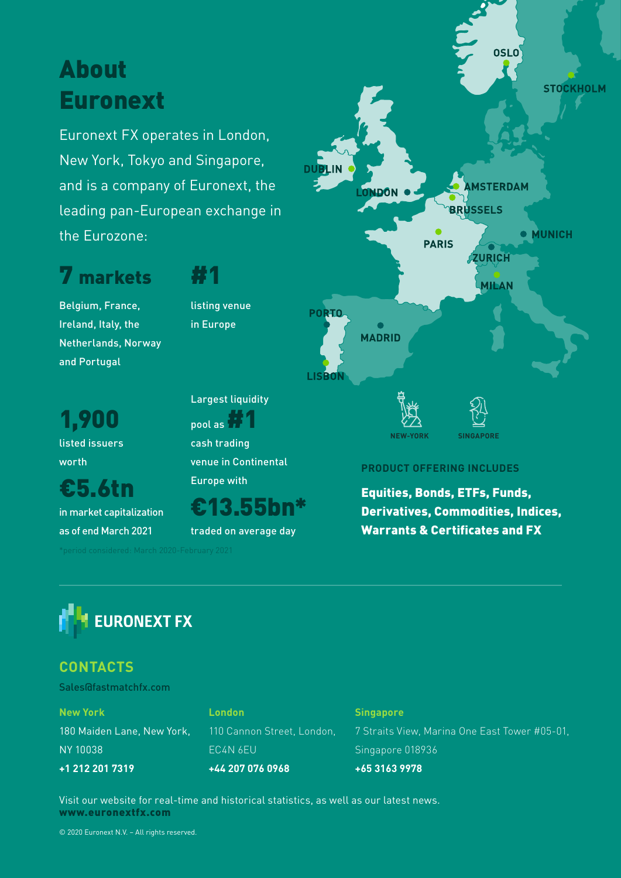# About Euronext

Euronext FX operates in London, New York, Tokyo and Singapore, and is a company of Euronext, the leading pan-European exchange in the Eurozone:

**7 markets**

Belgium, France, Ireland, Italy, the Netherlands, Norway and Portugal

**#1**

listing venue in Europe

**1,900**

listed issuers worth

**€5.6tn**

in market capitalization as of end March 2021

Largest liquidity pool as **#1** cash trading venue in Continental Europe with

**€13.55bn***

traded on average day

*period considered: March 2020-February 2021

OSLO
STOCKHOLM
DUBLIN
LONDON
AMSTERDAM
BRUSSELS
MUNICH
PARIS
ZURICH
MILAN
PORTO
MADRID
LISBON
NEW-YORK
SINGAPORE

PRODUCT OFFERING INCLUDES

**Equities, Bonds, ETFs, Funds, Derivatives, Commodities, Indices, Warrants & Certificates and FX**

EURONEXT FX

## CONTACTS

Sales@fastmatchfx.com

**New York**
180 Maiden Lane, New York, NY 10038
**+1 212 201 7319**

**London**
110 Cannon Street, London, EC4N 6EU
**+44 207 076 0968**

**Singapore**
7 Straits View, Marina One East Tower #05-01, Singapore 018936
**+65 3163 9978**

Visit our website for real-time and historical statistics, as well as our latest news.
**www.euronextfx.com**

© 2020 Euronext N.V. – All rights reserved.